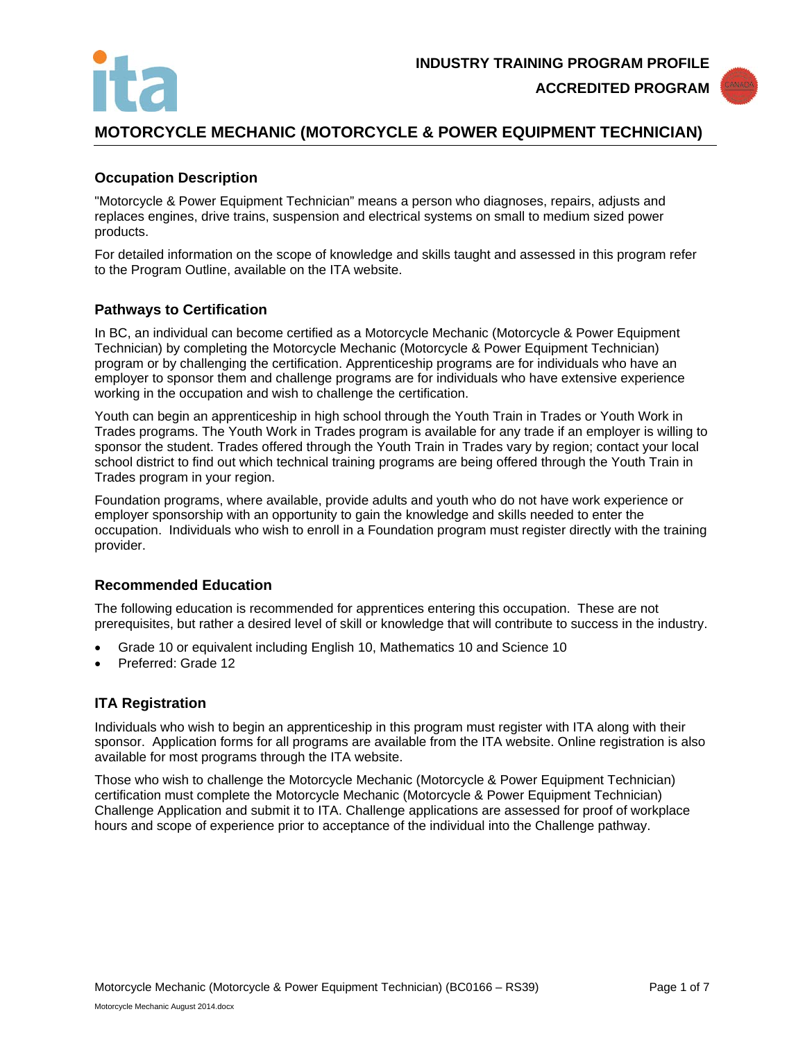INDUSTRY TRAINING PROGRAM PROFILE

ACCREDITED PROGRAM

# MOTORCYCLE MECHANIC (MOTORCYCLE & POWER EQUIPMENT TECHNICIAN)

## Occupation Description

"Motorcycle & Power Equipment Technician" means a person who diagnoses, repairs, adjusts and replaces engines, drive trains, suspension and electrical systems on small to medium sized power products.

For detailed information on the scope of knowledge and skills taught and assessed in this program refer to the Program Outline, available on the ITA website.

## Pathways to Certification

In BC, an individual can become certified as a Motorcycle Mechanic (Motorcycle & Power Equipment Technician) by completing the Motorcycle Mechanic (Motorcycle & Power Equipment Technician) program or by challenging the certification. Apprenticeship programs are for individuals who have an employer to sponsor them and challenge programs are for individuals who have extensive experience working in the occupation and wish to challenge the certification.

Youth can begin an apprenticeship in high school through the Youth Train in Trades or Youth Work in Trades programs. The Youth Work in Trades program is available for any trade if an employer is willing to sponsor the student. Trades offered through the Youth Train in Trades vary by region; contact your local school district to find out which technical training programs are being offered through the Youth Train in Trades program in your region.

Foundation programs, where available, provide adults and youth who do not have work experience or employer sponsorship with an opportunity to gain the knowledge and skills needed to enter the occupation. Individuals who wish to enroll in a Foundation program must register directly with the training provider.

## Recommended Education

The following education is recommended for apprentices entering this occupation. These are not prerequisites, but rather a desired level of skill or knowledge that will contribute to success in the industry.

- Grade 10 or equivalent including English 10, Mathematics 10 and Science 10
- Preferred: Grade 12

## ITA Registration

Individuals who wish to begin an apprenticeship in this program must register with ITA along with their sponsor. Application forms for all programs are available from the ITA website. Online registration is also available for most programs through the ITA website.

Those who wish to challenge the Motorcycle Mechanic (Motorcycle & Power Equipment Technician) certification must complete the Motorcycle Mechanic (Motorcycle & Power Equipment Technician) Challenge Application and submit it to ITA. Challenge applications are assessed for proof of workplace hours and scope of experience prior to acceptance of the individual into the Challenge pathway.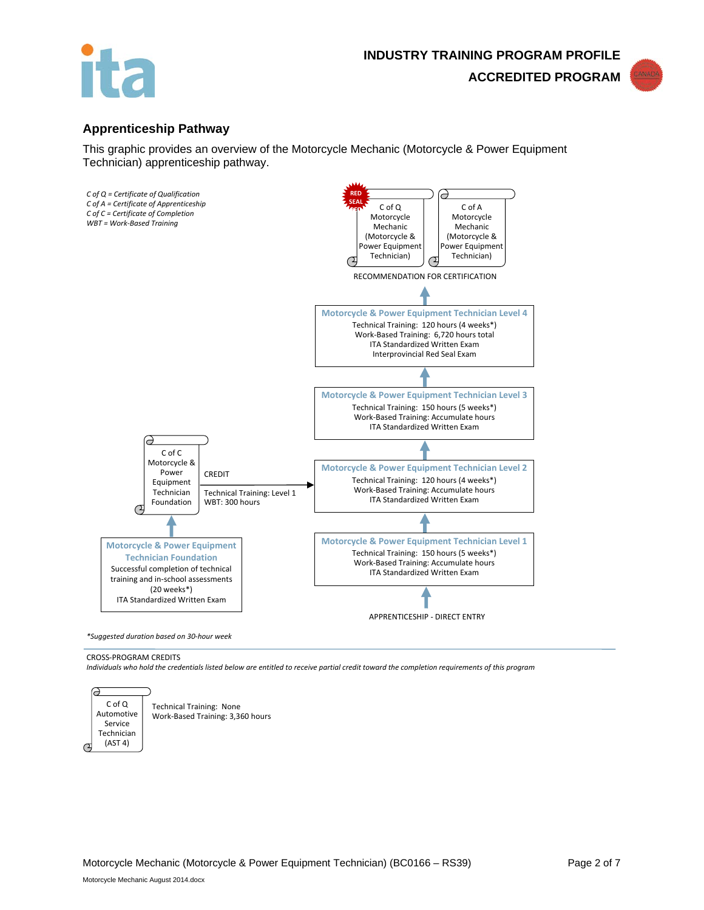## Apprenticeship Pathway

This graphic provides an overview of the Motorcycle Mechanic (Motorcycle & Power Equipment Technician) apprenticeship pathway.

*C of Q = Certificate of Qualification*
*C of A = Certificate of Apprenticeship*
*C of C = Certificate of Completion*
*WBT = Work-Based Training*

RED SEAL

C of Q Motorcycle Mechanic (Motorcycle & Power Equipment Technician)

C of A Motorcycle Mechanic (Motorcycle & Power Equipment Technician)

RECOMMENDATION FOR CERTIFICATION

**Motorcycle & Power Equipment Technician Level 4**
Technical Training: 120 hours (4 weeks*)
Work-Based Training: 6,720 hours total
ITA Standardized Written Exam
Interprovincial Red Seal Exam

**Motorcycle & Power Equipment Technician Level 3**
Technical Training: 150 hours (5 weeks*)
Work-Based Training: Accumulate hours
ITA Standardized Written Exam

**Motorcycle & Power Equipment Technician Level 2**
Technical Training: 120 hours (4 weeks*)
Work-Based Training: Accumulate hours
ITA Standardized Written Exam

**Motorcycle & Power Equipment Technician Level 1**
Technical Training: 150 hours (5 weeks*)
Work-Based Training: Accumulate hours
ITA Standardized Written Exam

APPRENTICESHIP - DIRECT ENTRY

C of C Motorcycle & Power Equipment Technician Foundation

CREDIT
Technical Training: Level 1
WBT: 300 hours

**Motorcycle & Power Equipment Technician Foundation**
Successful completion of technical training and in-school assessments (20 weeks*)
ITA Standardized Written Exam

*\*Suggested duration based on 30-hour week*

CROSS-PROGRAM CREDITS

*Individuals who hold the credentials listed below are entitled to receive partial credit toward the completion requirements of this program*

C of Q Automotive Service Technician (AST 4)

Technical Training: None
Work-Based Training: 3,360 hours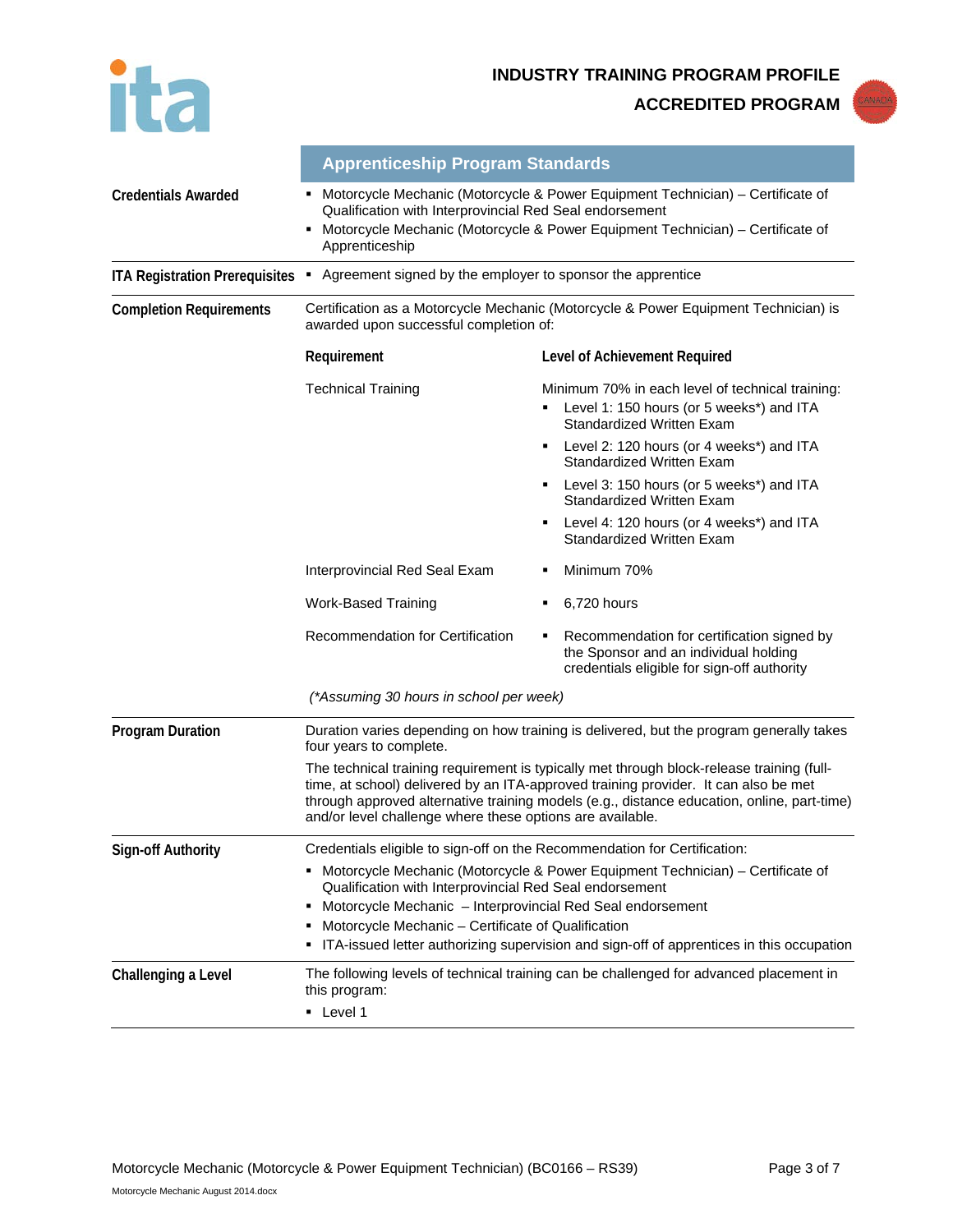# INDUSTRY TRAINING PROGRAM PROFILE

## ACCREDITED PROGRAM

## Apprenticeship Program Standards

**Credentials Awarded**

- Motorcycle Mechanic (Motorcycle & Power Equipment Technician) – Certificate of Qualification with Interprovincial Red Seal endorsement
- Motorcycle Mechanic (Motorcycle & Power Equipment Technician) – Certificate of Apprenticeship

**ITA Registration Prerequisites**

- Agreement signed by the employer to sponsor the apprentice

**Completion Requirements**

Certification as a Motorcycle Mechanic (Motorcycle & Power Equipment Technician) is awarded upon successful completion of:

| Requirement | Level of Achievement Required |
|---|---|
| Technical Training | Minimum 70% in each level of technical training:<br>▪ Level 1: 150 hours (or 5 weeks*) and ITA Standardized Written Exam<br>▪ Level 2: 120 hours (or 4 weeks*) and ITA Standardized Written Exam<br>▪ Level 3: 150 hours (or 5 weeks*) and ITA Standardized Written Exam<br>▪ Level 4: 120 hours (or 4 weeks*) and ITA Standardized Written Exam |
| Interprovincial Red Seal Exam | ▪ Minimum 70% |
| Work-Based Training | ▪ 6,720 hours |
| Recommendation for Certification | ▪ Recommendation for certification signed by the Sponsor and an individual holding credentials eligible for sign-off authority |

*(\*Assuming 30 hours in school per week)*

**Program Duration**

Duration varies depending on how training is delivered, but the program generally takes four years to complete.

The technical training requirement is typically met through block-release training (full-time, at school) delivered by an ITA-approved training provider. It can also be met through approved alternative training models (e.g., distance education, online, part-time) and/or level challenge where these options are available.

**Sign-off Authority**

Credentials eligible to sign-off on the Recommendation for Certification:

- Motorcycle Mechanic (Motorcycle & Power Equipment Technician) – Certificate of Qualification with Interprovincial Red Seal endorsement
- Motorcycle Mechanic – Interprovincial Red Seal endorsement
- Motorcycle Mechanic – Certificate of Qualification
- ITA-issued letter authorizing supervision and sign-off of apprentices in this occupation

**Challenging a Level**

The following levels of technical training can be challenged for advanced placement in this program:

- Level 1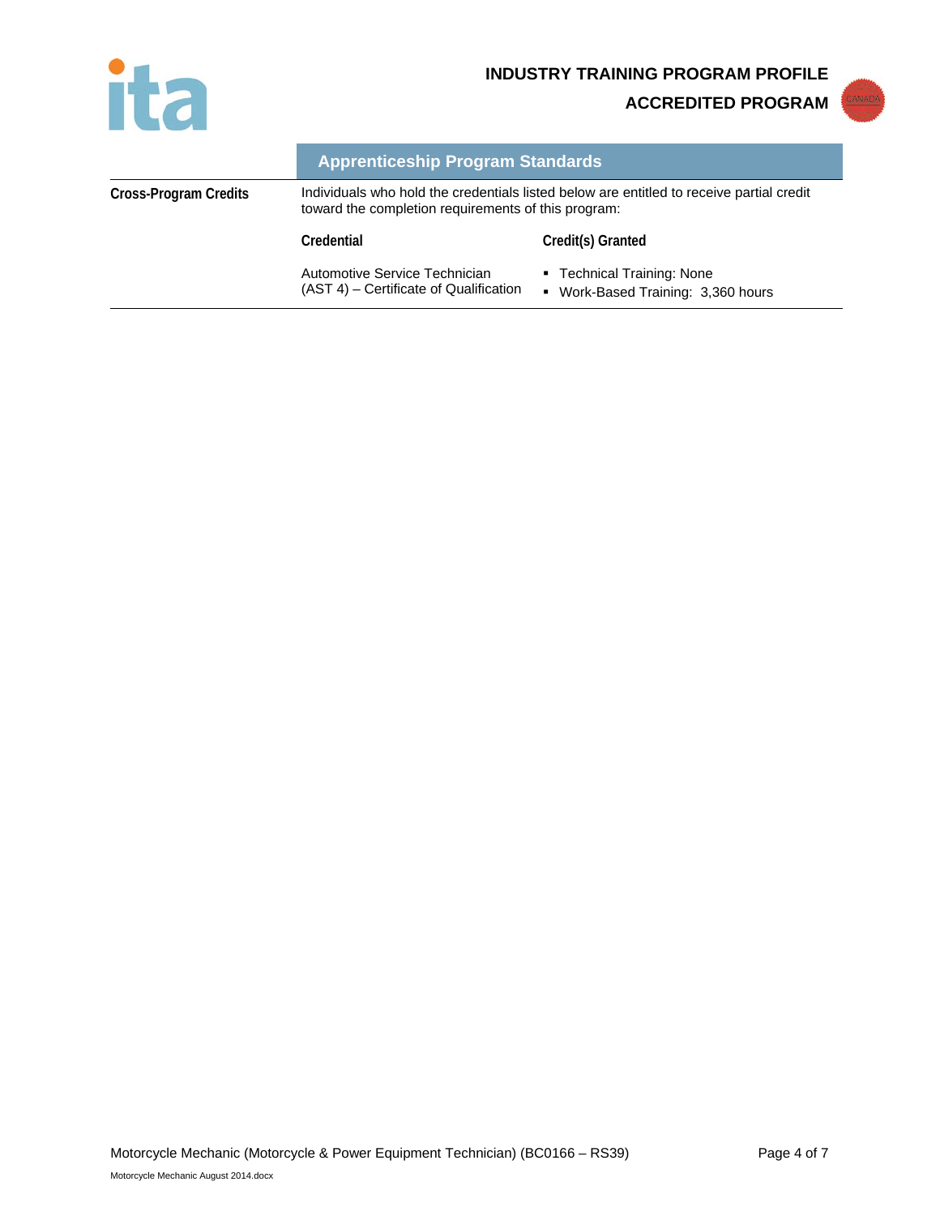## Apprenticeship Program Standards

**Cross-Program Credits**

Individuals who hold the credentials listed below are entitled to receive partial credit toward the completion requirements of this program:

| Credential | Credit(s) Granted |
| --- | --- |
| Automotive Service Technician (AST 4) – Certificate of Qualification | ▪ Technical Training: None<br>▪ Work-Based Training: 3,360 hours |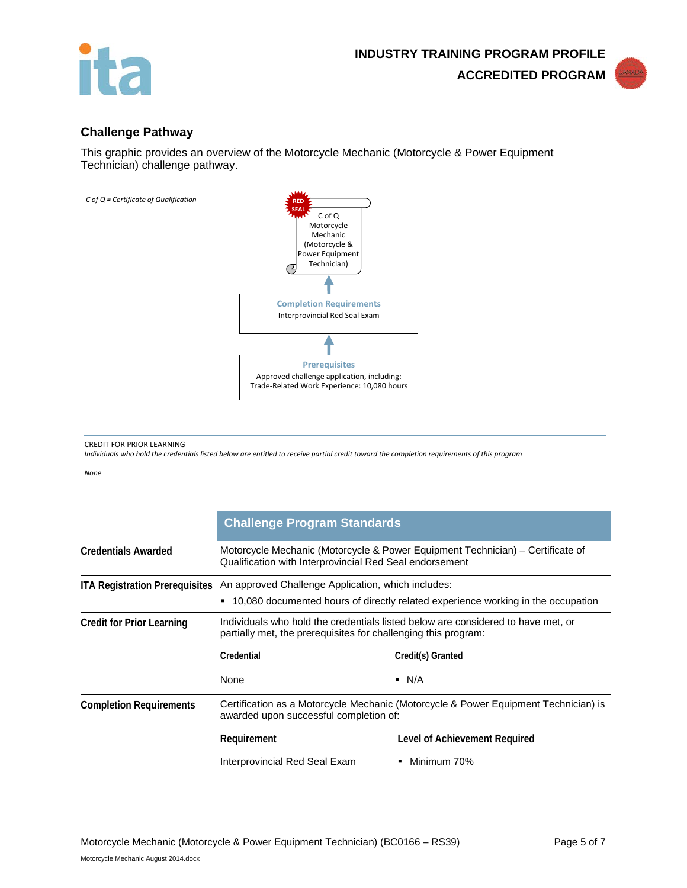## Challenge Pathway

This graphic provides an overview of the Motorcycle Mechanic (Motorcycle & Power Equipment Technician) challenge pathway.

*C of Q = Certificate of Qualification*

RED SEAL

C of Q
Motorcycle Mechanic (Motorcycle & Power Equipment Technician)

↑

**Completion Requirements**
Interprovincial Red Seal Exam

↑

**Prerequisites**
Approved challenge application, including:
Trade-Related Work Experience: 10,080 hours

---

CREDIT FOR PRIOR LEARNING
*Individuals who hold the credentials listed below are entitled to receive partial credit toward the completion requirements of this program*

*None*

| | Challenge Program Standards | |
|---|---|---|
| **Credentials Awarded** | Motorcycle Mechanic (Motorcycle & Power Equipment Technician) – Certificate of Qualification with Interprovincial Red Seal endorsement | |
| **ITA Registration Prerequisites** | An approved Challenge Application, which includes:<br>▪ 10,080 documented hours of directly related experience working in the occupation | |
| **Credit for Prior Learning** | Individuals who hold the credentials listed below are considered to have met, or partially met, the prerequisites for challenging this program: | |
| | **Credential** | **Credit(s) Granted** |
| | None | ▪ N/A |
| **Completion Requirements** | Certification as a Motorcycle Mechanic (Motorcycle & Power Equipment Technician) is awarded upon successful completion of: | |
| | **Requirement** | **Level of Achievement Required** |
| | Interprovincial Red Seal Exam | ▪ Minimum 70% |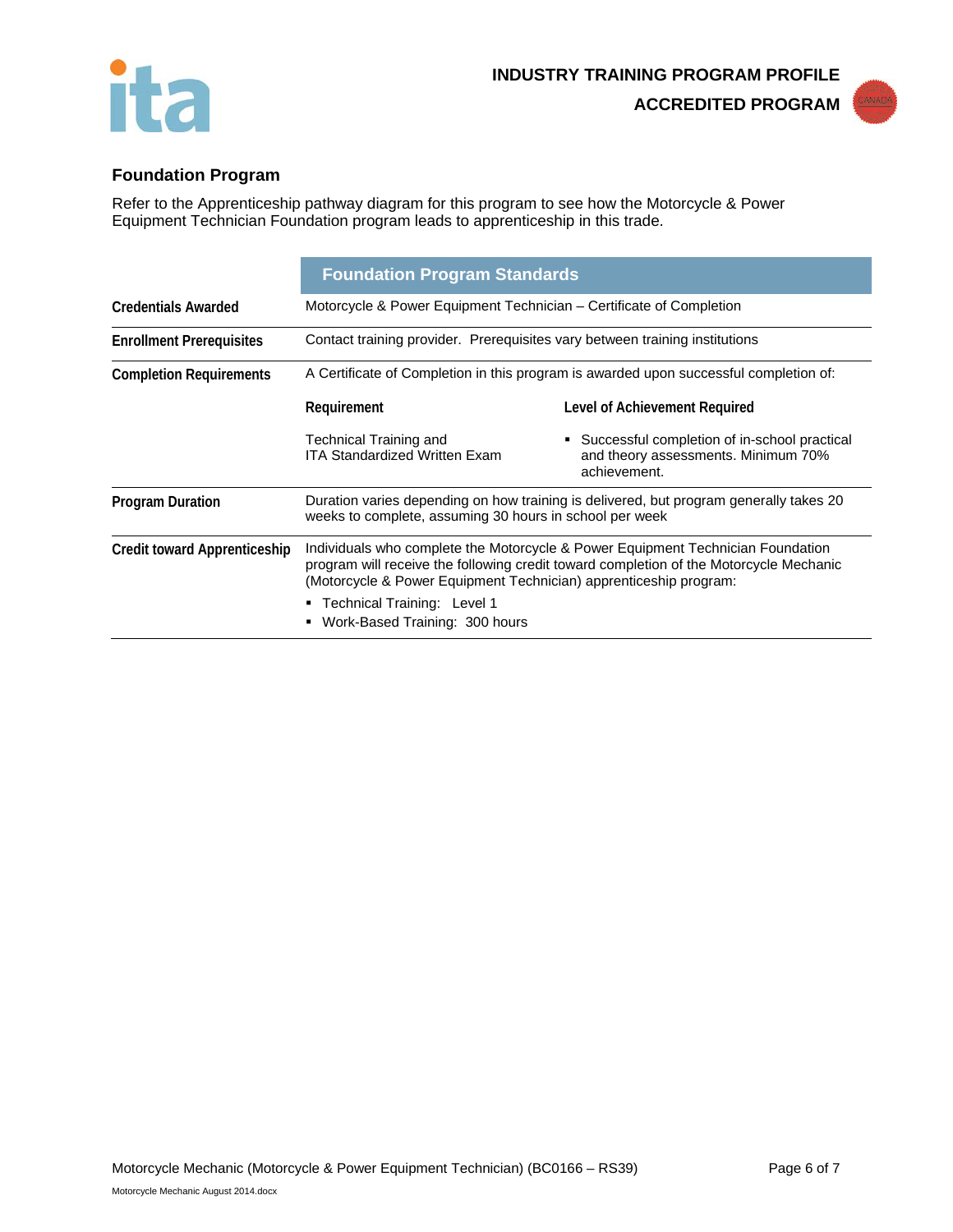## Foundation Program

Refer to the Apprenticeship pathway diagram for this program to see how the Motorcycle & Power Equipment Technician Foundation program leads to apprenticeship in this trade.

| | Foundation Program Standards | |
|---|---|---|
| **Credentials Awarded** | Motorcycle & Power Equipment Technician – Certificate of Completion | |
| **Enrollment Prerequisites** | Contact training provider. Prerequisites vary between training institutions | |
| **Completion Requirements** | A Certificate of Completion in this program is awarded upon successful completion of: | |
| | **Requirement** | **Level of Achievement Required** |
| | Technical Training and ITA Standardized Written Exam | ▪ Successful completion of in-school practical and theory assessments. Minimum 70% achievement. |
| **Program Duration** | Duration varies depending on how training is delivered, but program generally takes 20 weeks to complete, assuming 30 hours in school per week | |
| **Credit toward Apprenticeship** | Individuals who complete the Motorcycle & Power Equipment Technician Foundation program will receive the following credit toward completion of the Motorcycle Mechanic (Motorcycle & Power Equipment Technician) apprenticeship program: ▪ Technical Training: Level 1 ▪ Work-Based Training: 300 hours | |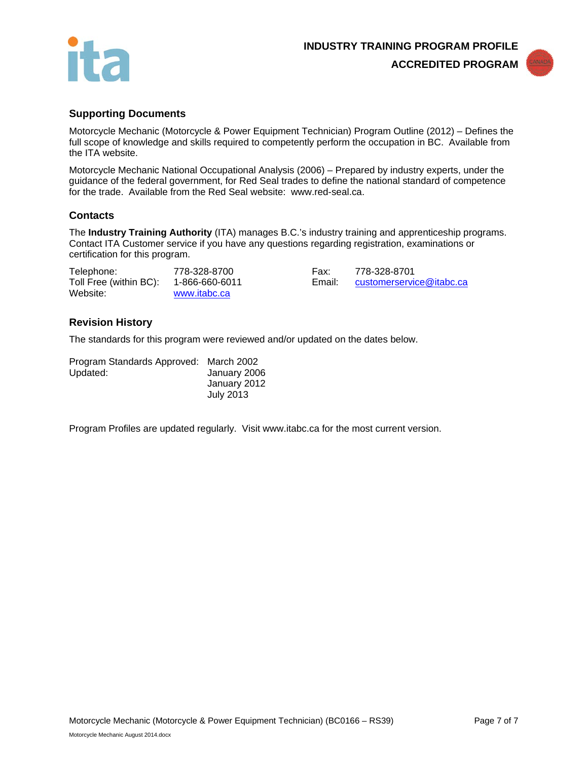## Supporting Documents

Motorcycle Mechanic (Motorcycle & Power Equipment Technician) Program Outline (2012) – Defines the full scope of knowledge and skills required to competently perform the occupation in BC. Available from the ITA website.

Motorcycle Mechanic National Occupational Analysis (2006) – Prepared by industry experts, under the guidance of the federal government, for Red Seal trades to define the national standard of competence for the trade. Available from the Red Seal website: www.red-seal.ca.

## Contacts

The **Industry Training Authority** (ITA) manages B.C.'s industry training and apprenticeship programs. Contact ITA Customer service if you have any questions regarding registration, examinations or certification for this program.

| | | | |
|---|---|---|---|
| Telephone: | 778-328-8700 | Fax: | 778-328-8701 |
| Toll Free (within BC): | 1-866-660-6011 | Email: | customerservice@itabc.ca |
| Website: | www.itabc.ca | | |

## Revision History

The standards for this program were reviewed and/or updated on the dates below.

| | |
|---|---|
| Program Standards Approved: | March 2002 |
| Updated: | January 2006 |
| | January 2012 |
| | July 2013 |

Program Profiles are updated regularly. Visit www.itabc.ca for the most current version.